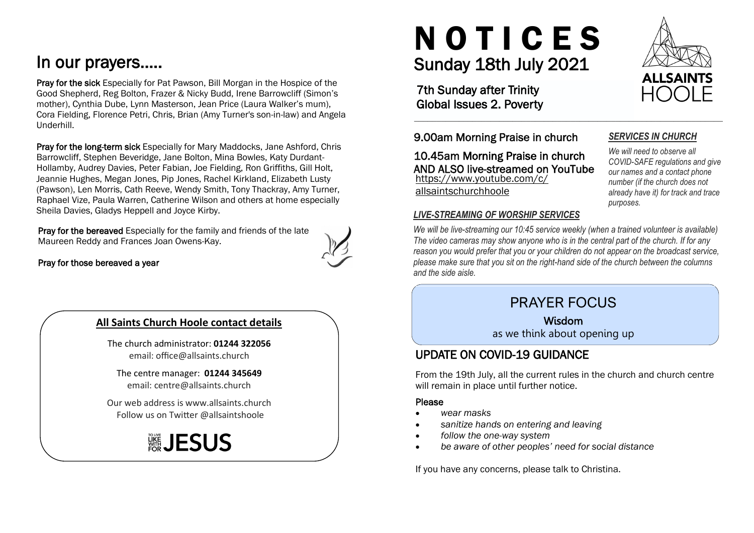# In our prayers.....

**Pray for the sick** Especially for Pat Pawson, Bill Morgan in the Hospice of the Good Shepherd, Reg Bolton, Frazer & Nicky Budd, Irene Barrowcliff (Simon's mother), Cynthia Dube, Lynn Masterson, Jean Price (Laura Walker's mum), Cora Fielding, Florence Petri, Chris, Brian (Amy Turner's son-in-law) and Angela Underhill.

**Pray for the long-term sick** Especially for Mary Maddocks, Jane Ashford, Chris Barrowcliff, Stephen Beveridge, Jane Bolton, Mina Bowles, Katy Durdant-Hollamby, Audrey Davies, Peter Fabian, Joe Fielding, Ron Griffiths, Gill Holt, Jeannie Hughes, Megan Jones, Pip Jones, Rachel Kirkland, Elizabeth Lusty (Pawson), Len Morris, Cath Reeve, Wendy Smith, Tony Thackray, Amy Turner, Raphael Vize, Paula Warren, Catherine Wilson and others at home especially Sheila Davies, Gladys Heppell and Joyce Kirby.

**Pray for the bereaved** Especially for the family and friends of the late Maureen Reddy and Frances Joan Owens-Kay.

**Pray for those bereaved a year**

## All Saints Church Hoole contact details

The church administrator: **01244 322056**
email: office@allsaints.church

The centre manager: **01244 345649**
email: centre@allsaints.church

Our web address is www.allsaints.church
Follow us on Twitter @allsaintshoole

TO LIVE LIKE WITH FOR JESUS

# NOTICES

## Sunday 18th July 2021

ALLSAINTS HOOLE

### 7th Sunday after Trinity
### Global Issues 2. Poverty

### 9.00am Morning Praise in church

### 10.45am Morning Praise in church AND ALSO live-streamed on YouTube

https://www.youtube.com/c/allsaintschurchhoole

***SERVICES IN CHURCH***

*We will need to observe all COVID-SAFE regulations and give our names and a contact phone number (if the church does not already have it) for track and trace purposes.*

***LIVE-STREAMING OF WORSHIP SERVICES***

*We will be live-streaming our 10:45 service weekly (when a trained volunteer is available) The video cameras may show anyone who is in the central part of the church. If for any reason you would prefer that you or your children do not appear on the broadcast service, please make sure that you sit on the right-hand side of the church between the columns and the side aisle.*

## PRAYER FOCUS

**Wisdom**

as we think about opening up

## UPDATE ON COVID-19 GUIDANCE

From the 19th July, all the current rules in the church and church centre will remain in place until further notice.

**Please**

- *wear masks*
- *sanitize hands on entering and leaving*
- *follow the one-way system*
- *be aware of other peoples' need for social distance*

If you have any concerns, please talk to Christina.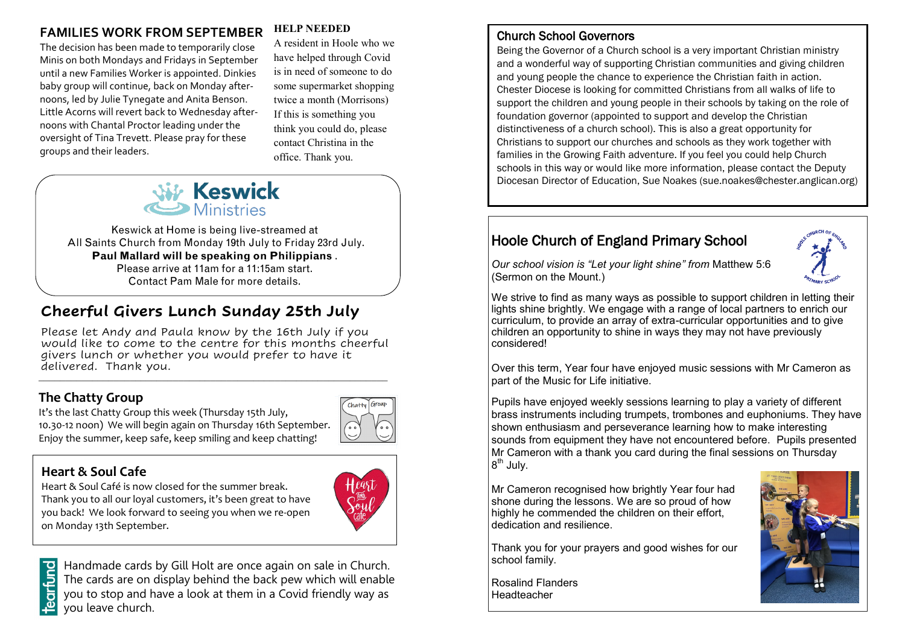## FAMILIES WORK FROM SEPTEMBER

The decision has been made to temporarily close Minis on both Mondays and Fridays in September until a new Families Worker is appointed. Dinkies baby group will continue, back on Monday afternoons, led by Julie Tynegate and Anita Benson. Little Acorns will revert back to Wednesday afternoons with Chantal Proctor leading under the oversight of Tina Trevett. Please pray for these groups and their leaders.

## HELP NEEDED

A resident in Hoole who we have helped through Covid is in need of someone to do some supermarket shopping twice a month (Morrisons) If this is something you think you could do, please contact Christina in the office. Thank you.

## Keswick Ministries

Keswick at Home is being live-streamed at All Saints Church from Monday 19th July to Friday 23rd July.
**Paul Mallard will be speaking on Philippians**.
Please arrive at 11am for a 11:15am start.
Contact Pam Male for more details.

## Cheerful Givers Lunch Sunday 25th July

Please let Andy and Paula know by the 16th July if you would like to come to the centre for this months cheerful givers lunch or whether you would prefer to have it delivered. Thank you.

## The Chatty Group

It's the last Chatty Group this week (Thursday 15th July, 10.30-12 noon) We will begin again on Thursday 16th September. Enjoy the summer, keep safe, keep smiling and keep chatting!

## Heart & Soul Cafe

Heart & Soul Café is now closed for the summer break. Thank you to all our loyal customers, it's been great to have you back! We look forward to seeing you when we re-open on Monday 13th September.

tearfund

Handmade cards by Gill Holt are once again on sale in Church. The cards are on display behind the back pew which will enable you to stop and have a look at them in a Covid friendly way as you leave church.

## Church School Governors

Being the Governor of a Church school is a very important Christian ministry and a wonderful way of supporting Christian communities and giving children and young people the chance to experience the Christian faith in action. Chester Diocese is looking for committed Christians from all walks of life to support the children and young people in their schools by taking on the role of foundation governor (appointed to support and develop the Christian distinctiveness of a church school). This is also a great opportunity for Christians to support our churches and schools as they work together with families in the Growing Faith adventure. If you feel you could help Church schools in this way or would like more information, please contact the Deputy Diocesan Director of Education, Sue Noakes (sue.noakes@chester.anglican.org)

## Hoole Church of England Primary School

*Our school vision is "Let your light shine" from* Matthew 5:6 (Sermon on the Mount.)

We strive to find as many ways as possible to support children in letting their lights shine brightly. We engage with a range of local partners to enrich our curriculum, to provide an array of extra-curricular opportunities and to give children an opportunity to shine in ways they may not have previously considered!

Over this term, Year four have enjoyed music sessions with Mr Cameron as part of the Music for Life initiative.

Pupils have enjoyed weekly sessions learning to play a variety of different brass instruments including trumpets, trombones and euphoniums. They have shown enthusiasm and perseverance learning how to make interesting sounds from equipment they have not encountered before. Pupils presented Mr Cameron with a thank you card during the final sessions on Thursday 8th July.

Mr Cameron recognised how brightly Year four had shone during the lessons. We are so proud of how highly he commended the children on their effort, dedication and resilience.

Thank you for your prayers and good wishes for our school family.

Rosalind Flanders
Headteacher